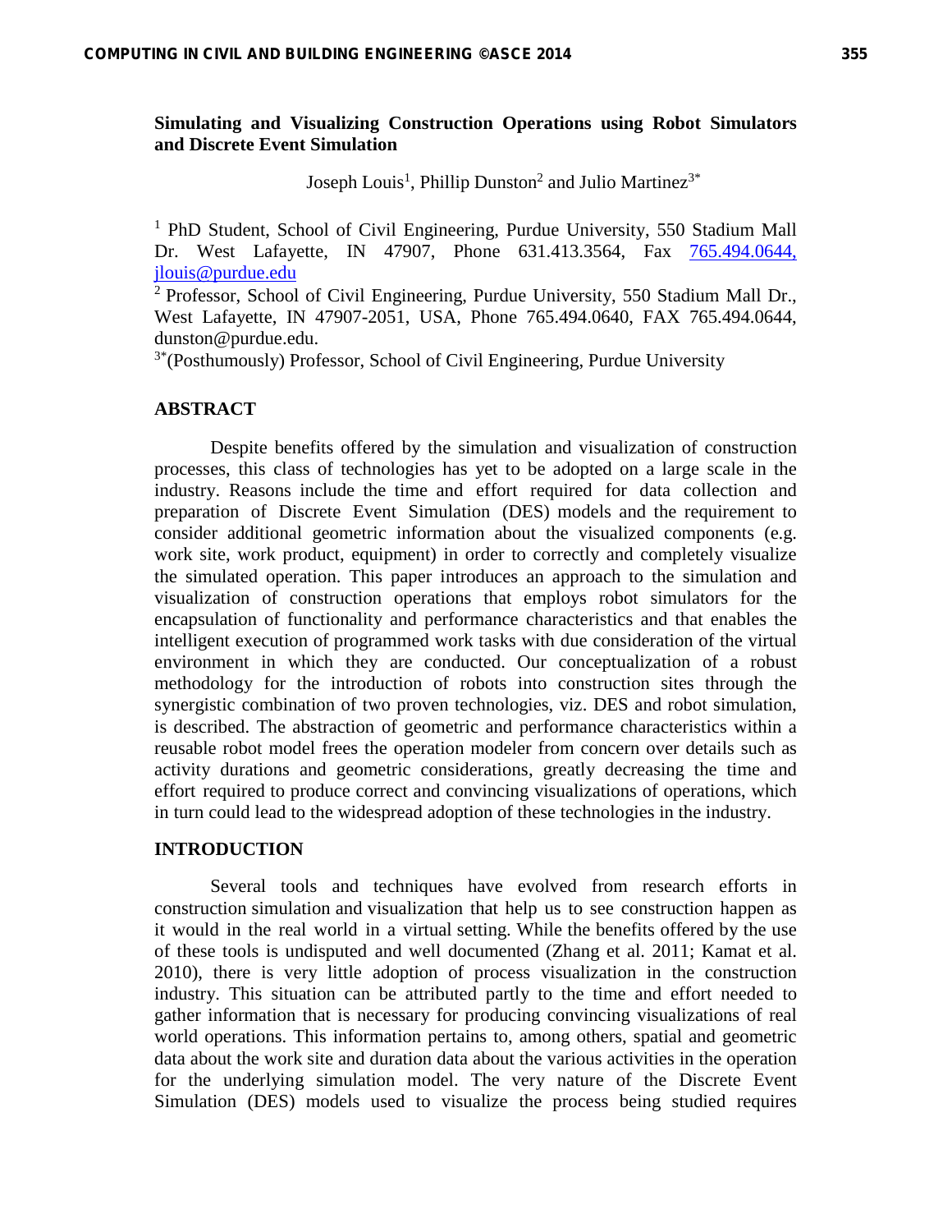# Simulating and Visualizing Construction Operations using Robot Simulators and Discrete Event Simulation

Joseph Louis[1], Phillip Dunston[2] and Julio Martinez[3*]

[1] PhD Student, School of Civil Engineering, Purdue University, 550 Stadium Mall Dr. West Lafayette, IN 47907, Phone 631.413.3564, Fax 765.494.0644, jlouis@purdue.edu

[2] Professor, School of Civil Engineering, Purdue University, 550 Stadium Mall Dr., West Lafayette, IN 47907-2051, USA, Phone 765.494.0640, FAX 765.494.0644, dunston@purdue.edu.

[3*](Posthumously) Professor, School of Civil Engineering, Purdue University

## ABSTRACT

Despite benefits offered by the simulation and visualization of construction processes, this class of technologies has yet to be adopted on a large scale in the industry. Reasons include the time and effort required for data collection and preparation of Discrete Event Simulation (DES) models and the requirement to consider additional geometric information about the visualized components (e.g. work site, work product, equipment) in order to correctly and completely visualize the simulated operation. This paper introduces an approach to the simulation and visualization of construction operations that employs robot simulators for the encapsulation of functionality and performance characteristics and that enables the intelligent execution of programmed work tasks with due consideration of the virtual environment in which they are conducted. Our conceptualization of a robust methodology for the introduction of robots into construction sites through the synergistic combination of two proven technologies, viz. DES and robot simulation, is described. The abstraction of geometric and performance characteristics within a reusable robot model frees the operation modeler from concern over details such as activity durations and geometric considerations, greatly decreasing the time and effort required to produce correct and convincing visualizations of operations, which in turn could lead to the widespread adoption of these technologies in the industry.

## INTRODUCTION

Several tools and techniques have evolved from research efforts in construction simulation and visualization that help us to see construction happen as it would in the real world in a virtual setting. While the benefits offered by the use of these tools is undisputed and well documented (Zhang et al. 2011; Kamat et al. 2010), there is very little adoption of process visualization in the construction industry. This situation can be attributed partly to the time and effort needed to gather information that is necessary for producing convincing visualizations of real world operations. This information pertains to, among others, spatial and geometric data about the work site and duration data about the various activities in the operation for the underlying simulation model. The very nature of the Discrete Event Simulation (DES) models used to visualize the process being studied requires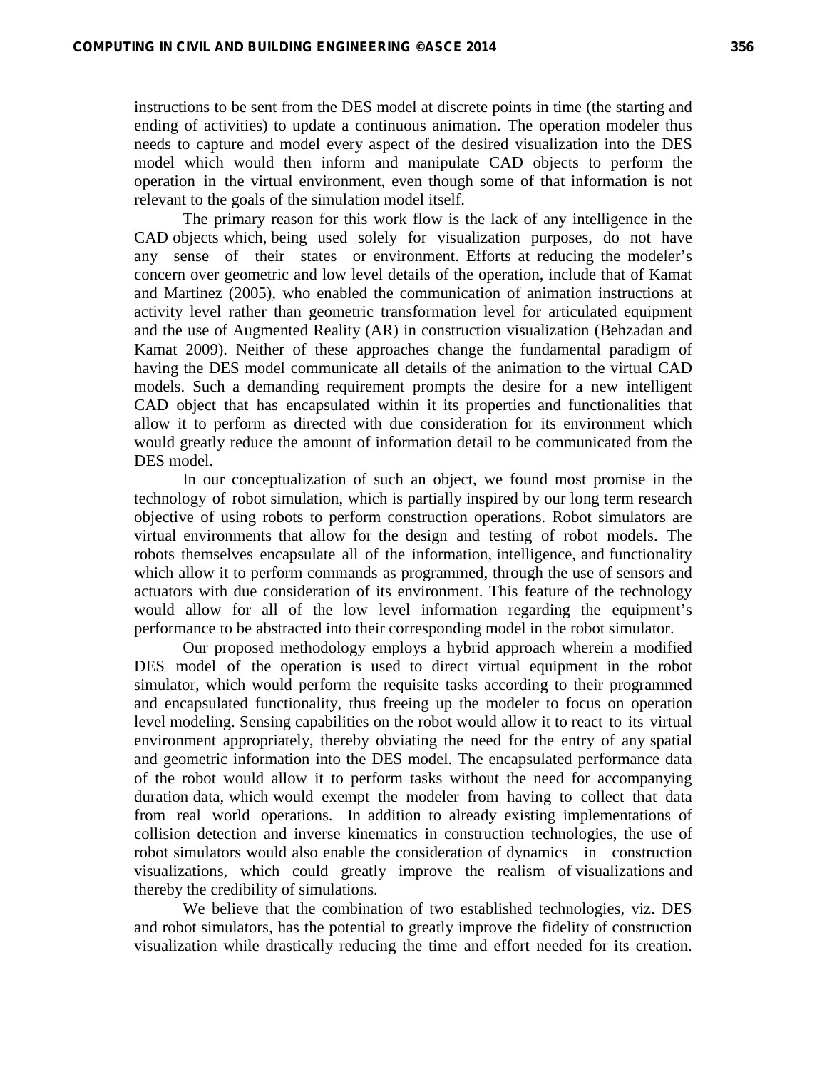instructions to be sent from the DES model at discrete points in time (the starting and ending of activities) to update a continuous animation. The operation modeler thus needs to capture and model every aspect of the desired visualization into the DES model which would then inform and manipulate CAD objects to perform the operation in the virtual environment, even though some of that information is not relevant to the goals of the simulation model itself.

The primary reason for this work flow is the lack of any intelligence in the CAD objects which, being used solely for visualization purposes, do not have any sense of their states or environment. Efforts at reducing the modeler's concern over geometric and low level details of the operation, include that of Kamat and Martinez (2005), who enabled the communication of animation instructions at activity level rather than geometric transformation level for articulated equipment and the use of Augmented Reality (AR) in construction visualization (Behzadan and Kamat 2009). Neither of these approaches change the fundamental paradigm of having the DES model communicate all details of the animation to the virtual CAD models. Such a demanding requirement prompts the desire for a new intelligent CAD object that has encapsulated within it its properties and functionalities that allow it to perform as directed with due consideration for its environment which would greatly reduce the amount of information detail to be communicated from the DES model.

In our conceptualization of such an object, we found most promise in the technology of robot simulation, which is partially inspired by our long term research objective of using robots to perform construction operations. Robot simulators are virtual environments that allow for the design and testing of robot models. The robots themselves encapsulate all of the information, intelligence, and functionality which allow it to perform commands as programmed, through the use of sensors and actuators with due consideration of its environment. This feature of the technology would allow for all of the low level information regarding the equipment's performance to be abstracted into their corresponding model in the robot simulator.

Our proposed methodology employs a hybrid approach wherein a modified DES model of the operation is used to direct virtual equipment in the robot simulator, which would perform the requisite tasks according to their programmed and encapsulated functionality, thus freeing up the modeler to focus on operation level modeling. Sensing capabilities on the robot would allow it to react to its virtual environment appropriately, thereby obviating the need for the entry of any spatial and geometric information into the DES model. The encapsulated performance data of the robot would allow it to perform tasks without the need for accompanying duration data, which would exempt the modeler from having to collect that data from real world operations. In addition to already existing implementations of collision detection and inverse kinematics in construction technologies, the use of robot simulators would also enable the consideration of dynamics in construction visualizations, which could greatly improve the realism of visualizations and thereby the credibility of simulations.

We believe that the combination of two established technologies, viz. DES and robot simulators, has the potential to greatly improve the fidelity of construction visualization while drastically reducing the time and effort needed for its creation.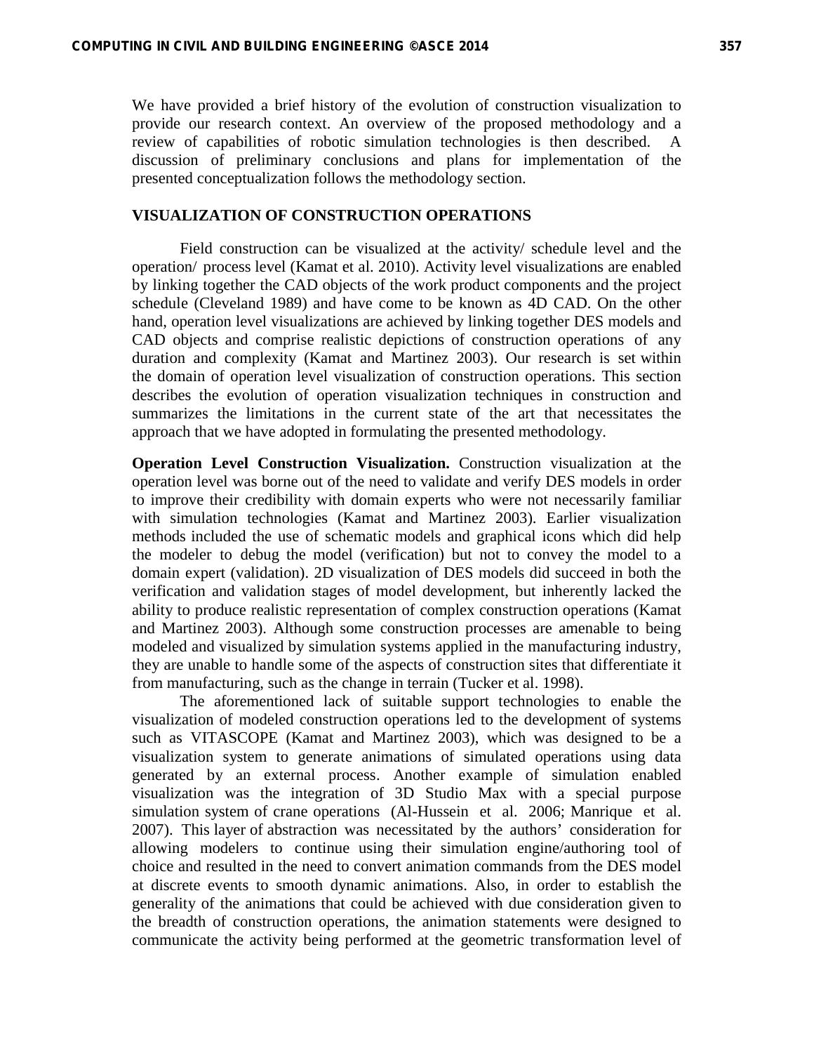We have provided a brief history of the evolution of construction visualization to provide our research context. An overview of the proposed methodology and a review of capabilities of robotic simulation technologies is then described. A discussion of preliminary conclusions and plans for implementation of the presented conceptualization follows the methodology section.

## VISUALIZATION OF CONSTRUCTION OPERATIONS

Field construction can be visualized at the activity/ schedule level and the operation/ process level (Kamat et al. 2010). Activity level visualizations are enabled by linking together the CAD objects of the work product components and the project schedule (Cleveland 1989) and have come to be known as 4D CAD. On the other hand, operation level visualizations are achieved by linking together DES models and CAD objects and comprise realistic depictions of construction operations of any duration and complexity (Kamat and Martinez 2003). Our research is set within the domain of operation level visualization of construction operations. This section describes the evolution of operation visualization techniques in construction and summarizes the limitations in the current state of the art that necessitates the approach that we have adopted in formulating the presented methodology.

**Operation Level Construction Visualization.** Construction visualization at the operation level was borne out of the need to validate and verify DES models in order to improve their credibility with domain experts who were not necessarily familiar with simulation technologies (Kamat and Martinez 2003). Earlier visualization methods included the use of schematic models and graphical icons which did help the modeler to debug the model (verification) but not to convey the model to a domain expert (validation). 2D visualization of DES models did succeed in both the verification and validation stages of model development, but inherently lacked the ability to produce realistic representation of complex construction operations (Kamat and Martinez 2003). Although some construction processes are amenable to being modeled and visualized by simulation systems applied in the manufacturing industry, they are unable to handle some of the aspects of construction sites that differentiate it from manufacturing, such as the change in terrain (Tucker et al. 1998).

The aforementioned lack of suitable support technologies to enable the visualization of modeled construction operations led to the development of systems such as VITASCOPE (Kamat and Martinez 2003), which was designed to be a visualization system to generate animations of simulated operations using data generated by an external process. Another example of simulation enabled visualization was the integration of 3D Studio Max with a special purpose simulation system of crane operations (Al-Hussein et al. 2006; Manrique et al. 2007). This layer of abstraction was necessitated by the authors' consideration for allowing modelers to continue using their simulation engine/authoring tool of choice and resulted in the need to convert animation commands from the DES model at discrete events to smooth dynamic animations. Also, in order to establish the generality of the animations that could be achieved with due consideration given to the breadth of construction operations, the animation statements were designed to communicate the activity being performed at the geometric transformation level of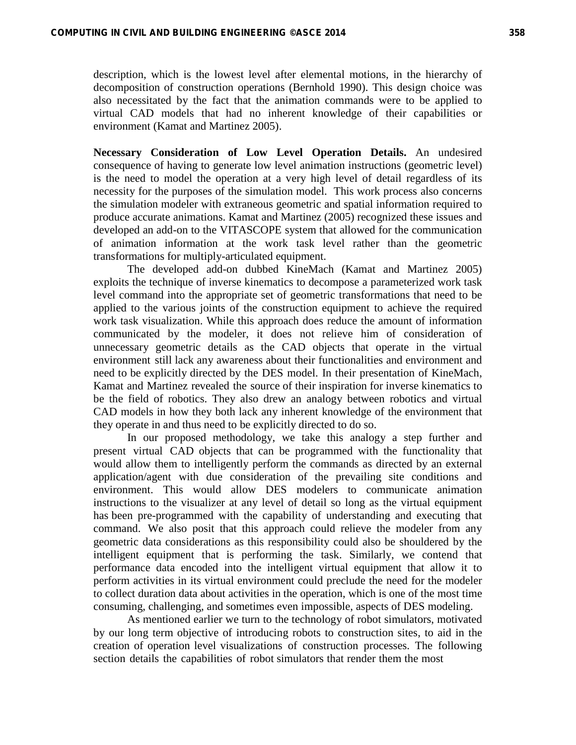description, which is the lowest level after elemental motions, in the hierarchy of decomposition of construction operations (Bernhold 1990). This design choice was also necessitated by the fact that the animation commands were to be applied to virtual CAD models that had no inherent knowledge of their capabilities or environment (Kamat and Martinez 2005).

**Necessary Consideration of Low Level Operation Details.** An undesired consequence of having to generate low level animation instructions (geometric level) is the need to model the operation at a very high level of detail regardless of its necessity for the purposes of the simulation model. This work process also concerns the simulation modeler with extraneous geometric and spatial information required to produce accurate animations. Kamat and Martinez (2005) recognized these issues and developed an add-on to the VITASCOPE system that allowed for the communication of animation information at the work task level rather than the geometric transformations for multiply-articulated equipment.

The developed add-on dubbed KineMach (Kamat and Martinez 2005) exploits the technique of inverse kinematics to decompose a parameterized work task level command into the appropriate set of geometric transformations that need to be applied to the various joints of the construction equipment to achieve the required work task visualization. While this approach does reduce the amount of information communicated by the modeler, it does not relieve him of consideration of unnecessary geometric details as the CAD objects that operate in the virtual environment still lack any awareness about their functionalities and environment and need to be explicitly directed by the DES model. In their presentation of KineMach, Kamat and Martinez revealed the source of their inspiration for inverse kinematics to be the field of robotics. They also drew an analogy between robotics and virtual CAD models in how they both lack any inherent knowledge of the environment that they operate in and thus need to be explicitly directed to do so.

In our proposed methodology, we take this analogy a step further and present virtual CAD objects that can be programmed with the functionality that would allow them to intelligently perform the commands as directed by an external application/agent with due consideration of the prevailing site conditions and environment. This would allow DES modelers to communicate animation instructions to the visualizer at any level of detail so long as the virtual equipment has been pre-programmed with the capability of understanding and executing that command. We also posit that this approach could relieve the modeler from any geometric data considerations as this responsibility could also be shouldered by the intelligent equipment that is performing the task. Similarly, we contend that performance data encoded into the intelligent virtual equipment that allow it to perform activities in its virtual environment could preclude the need for the modeler to collect duration data about activities in the operation, which is one of the most time consuming, challenging, and sometimes even impossible, aspects of DES modeling.

As mentioned earlier we turn to the technology of robot simulators, motivated by our long term objective of introducing robots to construction sites, to aid in the creation of operation level visualizations of construction processes. The following section details the capabilities of robot simulators that render them the most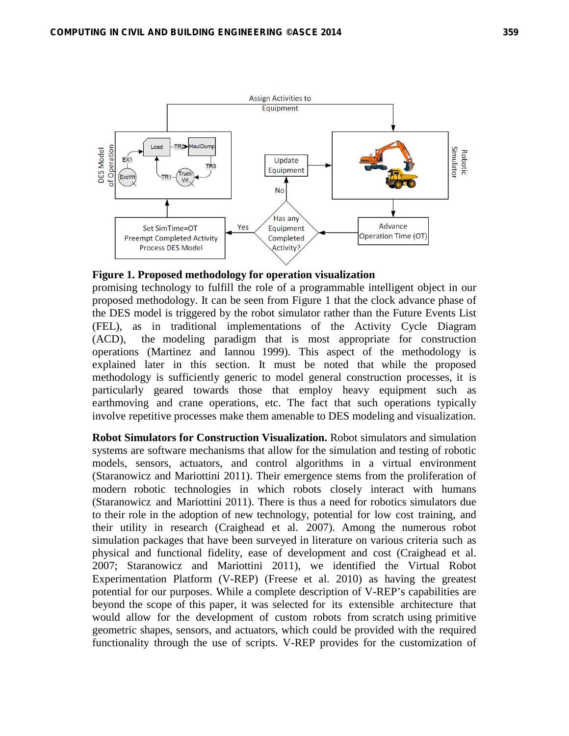**Figure 1. Proposed methodology for operation visualization**

promising technology to fulfill the role of a programmable intelligent object in our proposed methodology. It can be seen from Figure 1 that the clock advance phase of the DES model is triggered by the robot simulator rather than the Future Events List (FEL), as in traditional implementations of the Activity Cycle Diagram (ACD), the modeling paradigm that is most appropriate for construction operations (Martinez and Iannou 1999). This aspect of the methodology is explained later in this section. It must be noted that while the proposed methodology is sufficiently generic to model general construction processes, it is particularly geared towards those that employ heavy equipment such as earthmoving and crane operations, etc. The fact that such operations typically involve repetitive processes make them amenable to DES modeling and visualization.

**Robot Simulators for Construction Visualization.** Robot simulators and simulation systems are software mechanisms that allow for the simulation and testing of robotic models, sensors, actuators, and control algorithms in a virtual environment (Staranowicz and Mariottini 2011). Their emergence stems from the proliferation of modern robotic technologies in which robots closely interact with humans (Staranowicz and Mariottini 2011). There is thus a need for robotics simulators due to their role in the adoption of new technology, potential for low cost training, and their utility in research (Craighead et al. 2007). Among the numerous robot simulation packages that have been surveyed in literature on various criteria such as physical and functional fidelity, ease of development and cost (Craighead et al. 2007; Staranowicz and Mariottini 2011), we identified the Virtual Robot Experimentation Platform (V-REP) (Freese et al. 2010) as having the greatest potential for our purposes. While a complete description of V-REP's capabilities are beyond the scope of this paper, it was selected for its extensible architecture that would allow for the development of custom robots from scratch using primitive geometric shapes, sensors, and actuators, which could be provided with the required functionality through the use of scripts. V-REP provides for the customization of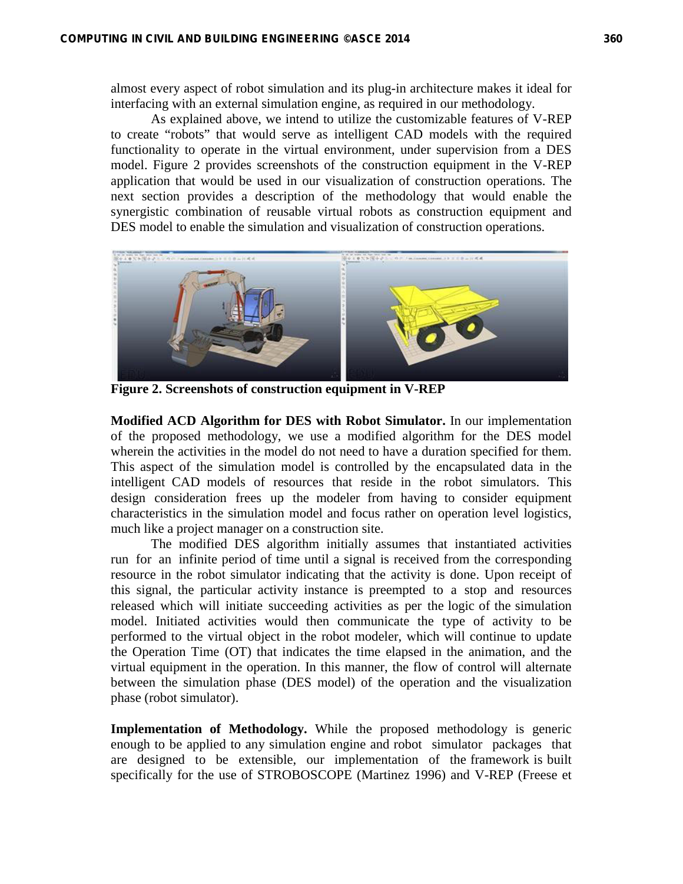almost every aspect of robot simulation and its plug-in architecture makes it ideal for interfacing with an external simulation engine, as required in our methodology.

As explained above, we intend to utilize the customizable features of V-REP to create "robots" that would serve as intelligent CAD models with the required functionality to operate in the virtual environment, under supervision from a DES model. Figure 2 provides screenshots of the construction equipment in the V-REP application that would be used in our visualization of construction operations. The next section provides a description of the methodology that would enable the synergistic combination of reusable virtual robots as construction equipment and DES model to enable the simulation and visualization of construction operations.

**Figure 2. Screenshots of construction equipment in V-REP**

**Modified ACD Algorithm for DES with Robot Simulator.** In our implementation of the proposed methodology, we use a modified algorithm for the DES model wherein the activities in the model do not need to have a duration specified for them. This aspect of the simulation model is controlled by the encapsulated data in the intelligent CAD models of resources that reside in the robot simulators. This design consideration frees up the modeler from having to consider equipment characteristics in the simulation model and focus rather on operation level logistics, much like a project manager on a construction site.

The modified DES algorithm initially assumes that instantiated activities run for an infinite period of time until a signal is received from the corresponding resource in the robot simulator indicating that the activity is done. Upon receipt of this signal, the particular activity instance is preempted to a stop and resources released which will initiate succeeding activities as per the logic of the simulation model. Initiated activities would then communicate the type of activity to be performed to the virtual object in the robot modeler, which will continue to update the Operation Time (OT) that indicates the time elapsed in the animation, and the virtual equipment in the operation. In this manner, the flow of control will alternate between the simulation phase (DES model) of the operation and the visualization phase (robot simulator).

**Implementation of Methodology.** While the proposed methodology is generic enough to be applied to any simulation engine and robot simulator packages that are designed to be extensible, our implementation of the framework is built specifically for the use of STROBOSCOPE (Martinez 1996) and V-REP (Freese et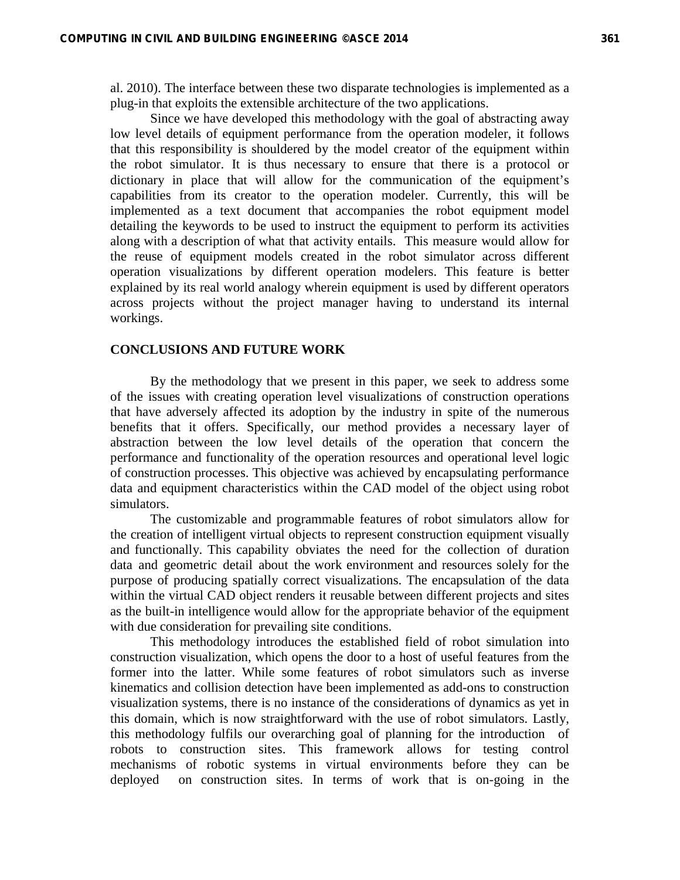al. 2010). The interface between these two disparate technologies is implemented as a plug-in that exploits the extensible architecture of the two applications.

Since we have developed this methodology with the goal of abstracting away low level details of equipment performance from the operation modeler, it follows that this responsibility is shouldered by the model creator of the equipment within the robot simulator. It is thus necessary to ensure that there is a protocol or dictionary in place that will allow for the communication of the equipment's capabilities from its creator to the operation modeler. Currently, this will be implemented as a text document that accompanies the robot equipment model detailing the keywords to be used to instruct the equipment to perform its activities along with a description of what that activity entails. This measure would allow for the reuse of equipment models created in the robot simulator across different operation visualizations by different operation modelers. This feature is better explained by its real world analogy wherein equipment is used by different operators across projects without the project manager having to understand its internal workings.

## CONCLUSIONS AND FUTURE WORK

By the methodology that we present in this paper, we seek to address some of the issues with creating operation level visualizations of construction operations that have adversely affected its adoption by the industry in spite of the numerous benefits that it offers. Specifically, our method provides a necessary layer of abstraction between the low level details of the operation that concern the performance and functionality of the operation resources and operational level logic of construction processes. This objective was achieved by encapsulating performance data and equipment characteristics within the CAD model of the object using robot simulators.

The customizable and programmable features of robot simulators allow for the creation of intelligent virtual objects to represent construction equipment visually and functionally. This capability obviates the need for the collection of duration data and geometric detail about the work environment and resources solely for the purpose of producing spatially correct visualizations. The encapsulation of the data within the virtual CAD object renders it reusable between different projects and sites as the built-in intelligence would allow for the appropriate behavior of the equipment with due consideration for prevailing site conditions.

This methodology introduces the established field of robot simulation into construction visualization, which opens the door to a host of useful features from the former into the latter. While some features of robot simulators such as inverse kinematics and collision detection have been implemented as add-ons to construction visualization systems, there is no instance of the considerations of dynamics as yet in this domain, which is now straightforward with the use of robot simulators. Lastly, this methodology fulfils our overarching goal of planning for the introduction of robots to construction sites. This framework allows for testing control mechanisms of robotic systems in virtual environments before they can be deployed on construction sites. In terms of work that is on-going in the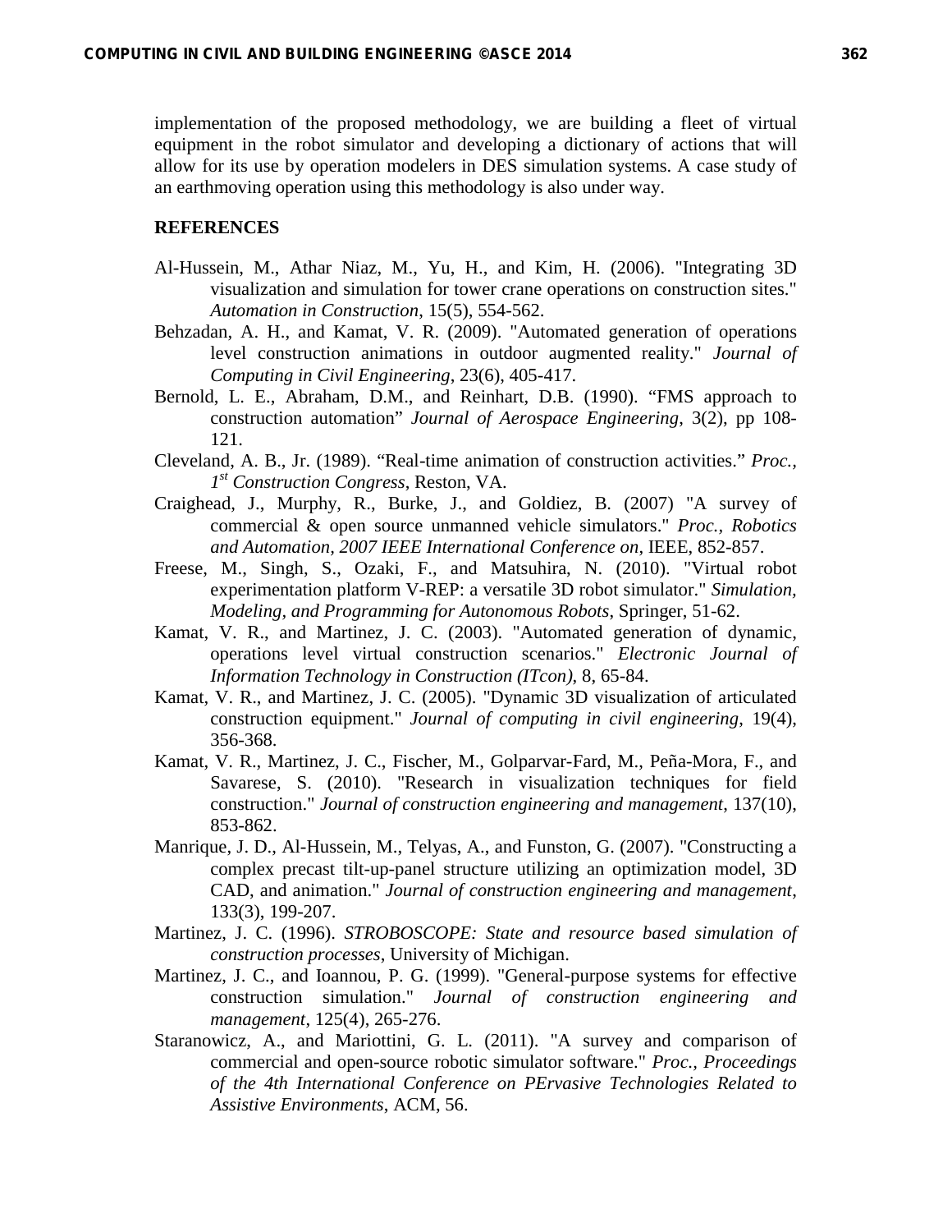implementation of the proposed methodology, we are building a fleet of virtual equipment in the robot simulator and developing a dictionary of actions that will allow for its use by operation modelers in DES simulation systems. A case study of an earthmoving operation using this methodology is also under way.

## REFERENCES

Al-Hussein, M., Athar Niaz, M., Yu, H., and Kim, H. (2006). "Integrating 3D visualization and simulation for tower crane operations on construction sites." *Automation in Construction*, 15(5), 554-562.

Behzadan, A. H., and Kamat, V. R. (2009). "Automated generation of operations level construction animations in outdoor augmented reality." *Journal of Computing in Civil Engineering*, 23(6), 405-417.

Bernold, L. E., Abraham, D.M., and Reinhart, D.B. (1990). "FMS approach to construction automation" *Journal of Aerospace Engineering*, 3(2), pp 108-121.

Cleveland, A. B., Jr. (1989). "Real-time animation of construction activities." *Proc., 1st Construction Congress*, Reston, VA.

Craighead, J., Murphy, R., Burke, J., and Goldiez, B. (2007) "A survey of commercial & open source unmanned vehicle simulators." *Proc., Robotics and Automation, 2007 IEEE International Conference on*, IEEE, 852-857.

Freese, M., Singh, S., Ozaki, F., and Matsuhira, N. (2010). "Virtual robot experimentation platform V-REP: a versatile 3D robot simulator." *Simulation, Modeling, and Programming for Autonomous Robots*, Springer, 51-62.

Kamat, V. R., and Martinez, J. C. (2003). "Automated generation of dynamic, operations level virtual construction scenarios." *Electronic Journal of Information Technology in Construction (ITcon)*, 8, 65-84.

Kamat, V. R., and Martinez, J. C. (2005). "Dynamic 3D visualization of articulated construction equipment." *Journal of computing in civil engineering*, 19(4), 356-368.

Kamat, V. R., Martinez, J. C., Fischer, M., Golparvar-Fard, M., Peña-Mora, F., and Savarese, S. (2010). "Research in visualization techniques for field construction." *Journal of construction engineering and management*, 137(10), 853-862.

Manrique, J. D., Al-Hussein, M., Telyas, A., and Funston, G. (2007). "Constructing a complex precast tilt-up-panel structure utilizing an optimization model, 3D CAD, and animation." *Journal of construction engineering and management*, 133(3), 199-207.

Martinez, J. C. (1996). *STROBOSCOPE: State and resource based simulation of construction processes*, University of Michigan.

Martinez, J. C., and Ioannou, P. G. (1999). "General-purpose systems for effective construction simulation." *Journal of construction engineering and management*, 125(4), 265-276.

Staranowicz, A., and Mariottini, G. L. (2011). "A survey and comparison of commercial and open-source robotic simulator software." *Proc., Proceedings of the 4th International Conference on PErvasive Technologies Related to Assistive Environments*, ACM, 56.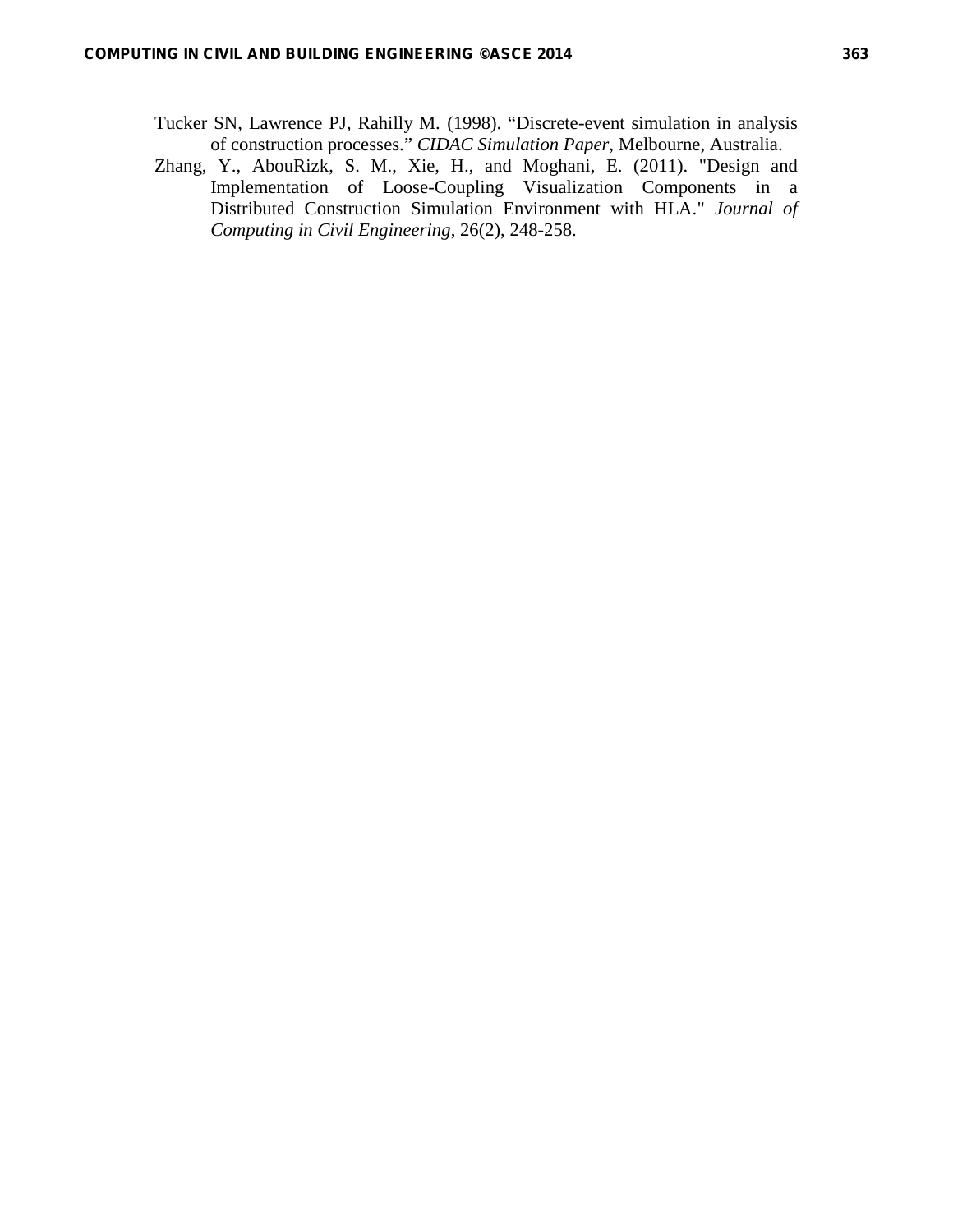Tucker SN, Lawrence PJ, Rahilly M. (1998). “Discrete-event simulation in analysis of construction processes.” *CIDAC Simulation Paper*, Melbourne, Australia.

Zhang, Y., AbouRizk, S. M., Xie, H., and Moghani, E. (2011). "Design and Implementation of Loose-Coupling Visualization Components in a Distributed Construction Simulation Environment with HLA." *Journal of Computing in Civil Engineering*, 26(2), 248-258.